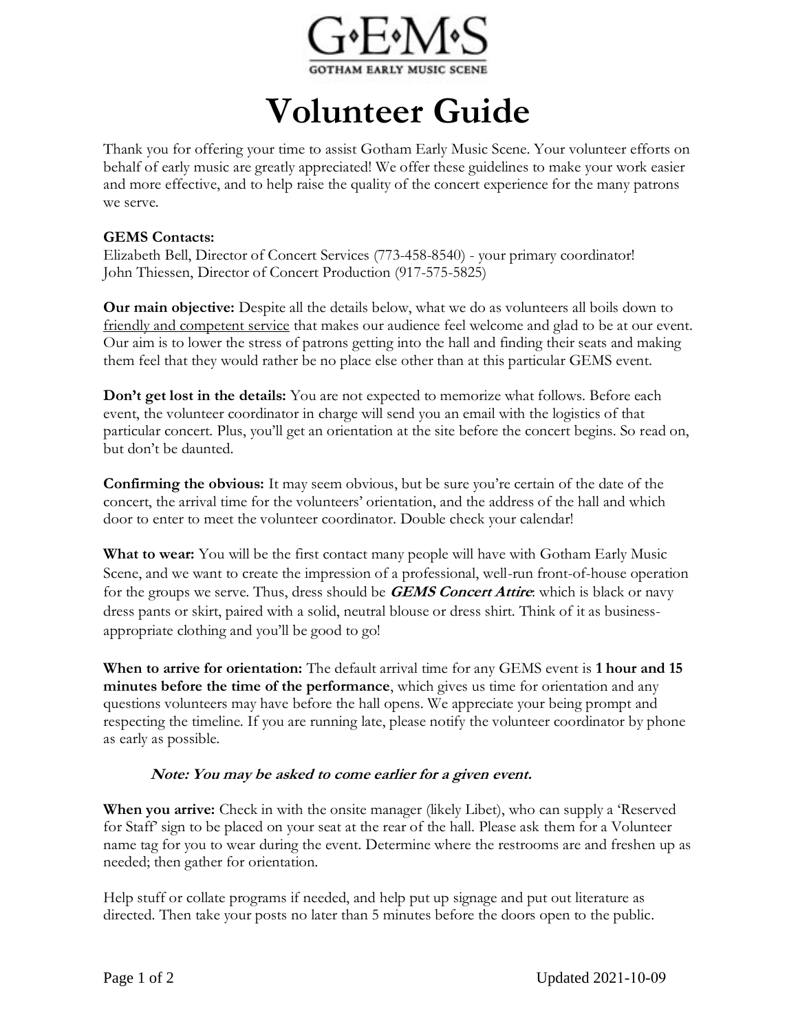G•E•M•S

GOTHAM EARLY MUSIC SCENE

# Volunteer Guide

Thank you for offering your time to assist Gotham Early Music Scene. Your volunteer efforts on behalf of early music are greatly appreciated! We offer these guidelines to make your work easier and more effective, and to help raise the quality of the concert experience for the many patrons we serve.

**GEMS Contacts:**
Elizabeth Bell, Director of Concert Services (773-458-8540) - your primary coordinator!
John Thiessen, Director of Concert Production (917-575-5825)

**Our main objective:** Despite all the details below, what we do as volunteers all boils down to friendly and competent service that makes our audience feel welcome and glad to be at our event. Our aim is to lower the stress of patrons getting into the hall and finding their seats and making them feel that they would rather be no place else other than at this particular GEMS event.

**Don't get lost in the details:** You are not expected to memorize what follows. Before each event, the volunteer coordinator in charge will send you an email with the logistics of that particular concert. Plus, you'll get an orientation at the site before the concert begins. So read on, but don't be daunted.

**Confirming the obvious:** It may seem obvious, but be sure you're certain of the date of the concert, the arrival time for the volunteers' orientation, and the address of the hall and which door to enter to meet the volunteer coordinator. Double check your calendar!

**What to wear:** You will be the first contact many people will have with Gotham Early Music Scene, and we want to create the impression of a professional, well-run front-of-house operation for the groups we serve. Thus, dress should be ***GEMS Concert Attire***: which is black or navy dress pants or skirt, paired with a solid, neutral blouse or dress shirt. Think of it as business-appropriate clothing and you'll be good to go!

**When to arrive for orientation:** The default arrival time for any GEMS event is **1 hour and 15 minutes before the time of the performance**, which gives us time for orientation and any questions volunteers may have before the hall opens. We appreciate your being prompt and respecting the timeline. If you are running late, please notify the volunteer coordinator by phone as early as possible.

***Note: You may be asked to come earlier for a given event.***

**When you arrive:** Check in with the onsite manager (likely Libet), who can supply a 'Reserved for Staff' sign to be placed on your seat at the rear of the hall. Please ask them for a Volunteer name tag for you to wear during the event. Determine where the restrooms are and freshen up as needed; then gather for orientation.

Help stuff or collate programs if needed, and help put up signage and put out literature as directed. Then take your posts no later than 5 minutes before the doors open to the public.

Updated 2021-10-09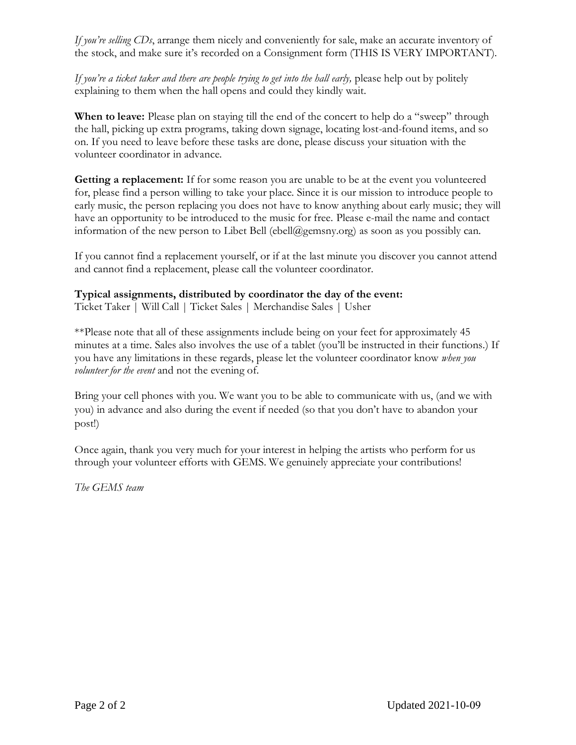*If you're selling CDs*, arrange them nicely and conveniently for sale, make an accurate inventory of the stock, and make sure it's recorded on a Consignment form (THIS IS VERY IMPORTANT).

*If you're a ticket taker and there are people trying to get into the hall early,* please help out by politely explaining to them when the hall opens and could they kindly wait.

**When to leave:** Please plan on staying till the end of the concert to help do a "sweep" through the hall, picking up extra programs, taking down signage, locating lost-and-found items, and so on. If you need to leave before these tasks are done, please discuss your situation with the volunteer coordinator in advance.

**Getting a replacement:** If for some reason you are unable to be at the event you volunteered for, please find a person willing to take your place. Since it is our mission to introduce people to early music, the person replacing you does not have to know anything about early music; they will have an opportunity to be introduced to the music for free. Please e-mail the name and contact information of the new person to Libet Bell (ebell@gemsny.org) as soon as you possibly can.

If you cannot find a replacement yourself, or if at the last minute you discover you cannot attend and cannot find a replacement, please call the volunteer coordinator.

**Typical assignments, distributed by coordinator the day of the event:**
Ticket Taker | Will Call | Ticket Sales | Merchandise Sales | Usher

**Please note that all of these assignments include being on your feet for approximately 45 minutes at a time. Sales also involves the use of a tablet (you'll be instructed in their functions.) If you have any limitations in these regards, please let the volunteer coordinator know *when you volunteer for the event* and not the evening of.

Bring your cell phones with you. We want you to be able to communicate with us, (and we with you) in advance and also during the event if needed (so that you don't have to abandon your post!)

Once again, thank you very much for your interest in helping the artists who perform for us through your volunteer efforts with GEMS. We genuinely appreciate your contributions!

*The GEMS team*

Updated 2021-10-09